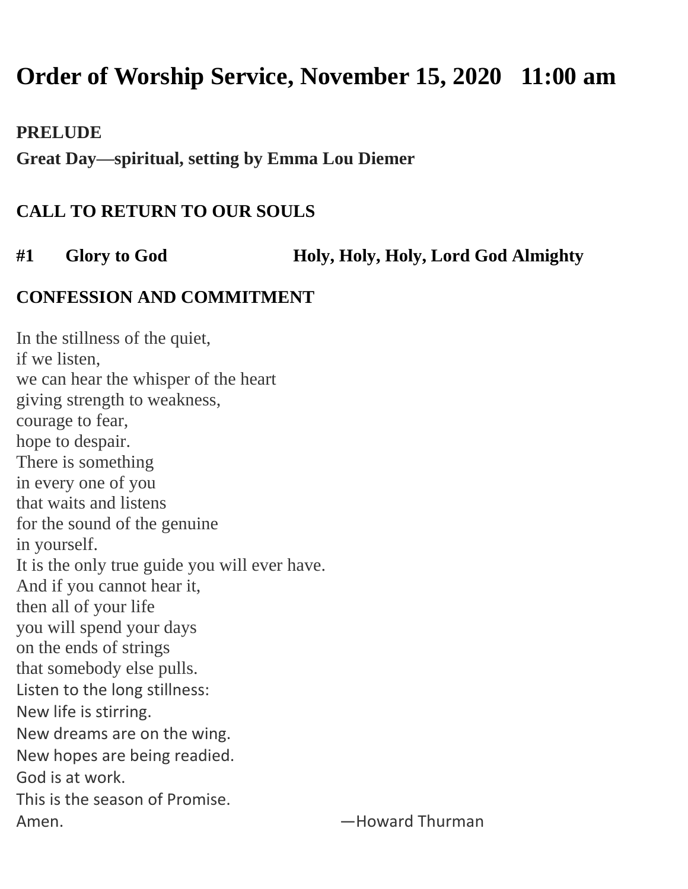# Order of Worship Service, November 15, 2020   11:00 am

**PRELUDE**

**Great Day—spiritual, setting by Emma Lou Diemer**

**CALL TO RETURN TO OUR SOULS**

**#1   Glory to God   Holy, Holy, Holy, Lord God Almighty**

**CONFESSION AND COMMITMENT**

In the stillness of the quiet,  
if we listen,  
we can hear the whisper of the heart  
giving strength to weakness,  
courage to fear,  
hope to despair.  
There is something  
in every one of you  
that waits and listens  
for the sound of the genuine  
in yourself.  
It is the only true guide you will ever have.  
And if you cannot hear it,  
then all of your life  
you will spend your days  
on the ends of strings  
that somebody else pulls.  
Listen to the long stillness:  
New life is stirring.  
New dreams are on the wing.  
New hopes are being readied.  
God is at work.  
This is the season of Promise.  
Amen.   —Howard Thurman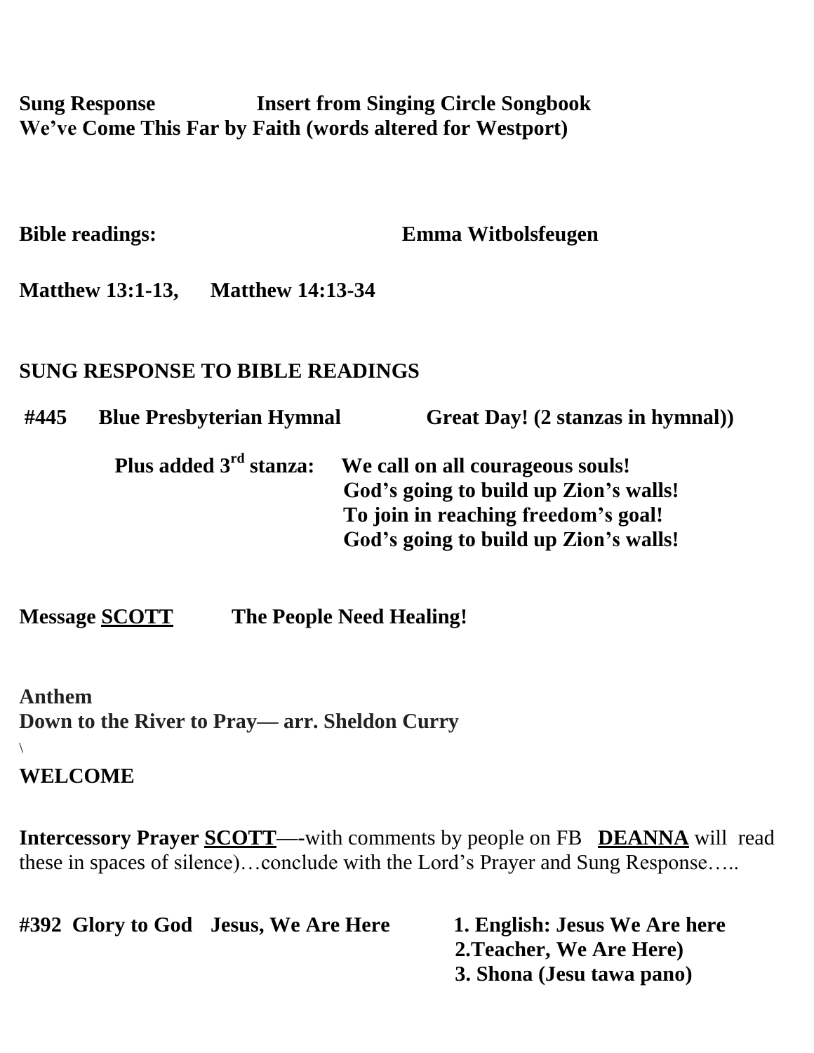**Sung Response Insert from Singing Circle Songbook**
**We've Come This Far by Faith (words altered for Westport)**

**Bible readings: Emma Witbolsfeugen**

**Matthew 13:1-13, Matthew 14:13-34**

**SUNG RESPONSE TO BIBLE READINGS**

**#445 Blue Presbyterian Hymnal Great Day! (2 stanzas in hymnal))**

**Plus added 3rd stanza: We call on all courageous souls!**
**God's going to build up Zion's walls!**
**To join in reaching freedom's goal!**
**God's going to build up Zion's walls!**

**Message <u>SCOTT</u> The People Need Healing!**

**Anthem**
**Down to the River to Pray— arr. Sheldon Curry**
\

**WELCOME**

**Intercessory Prayer <u>SCOTT</u>—-**with comments by people on FB **<u>DEANNA</u>** will read these in spaces of silence)…conclude with the Lord's Prayer and Sung Response…..

**#392 Glory to God Jesus, We Are Here**

**1. English: Jesus We Are here**
**2.Teacher, We Are Here)**
**3. Shona (Jesu tawa pano)**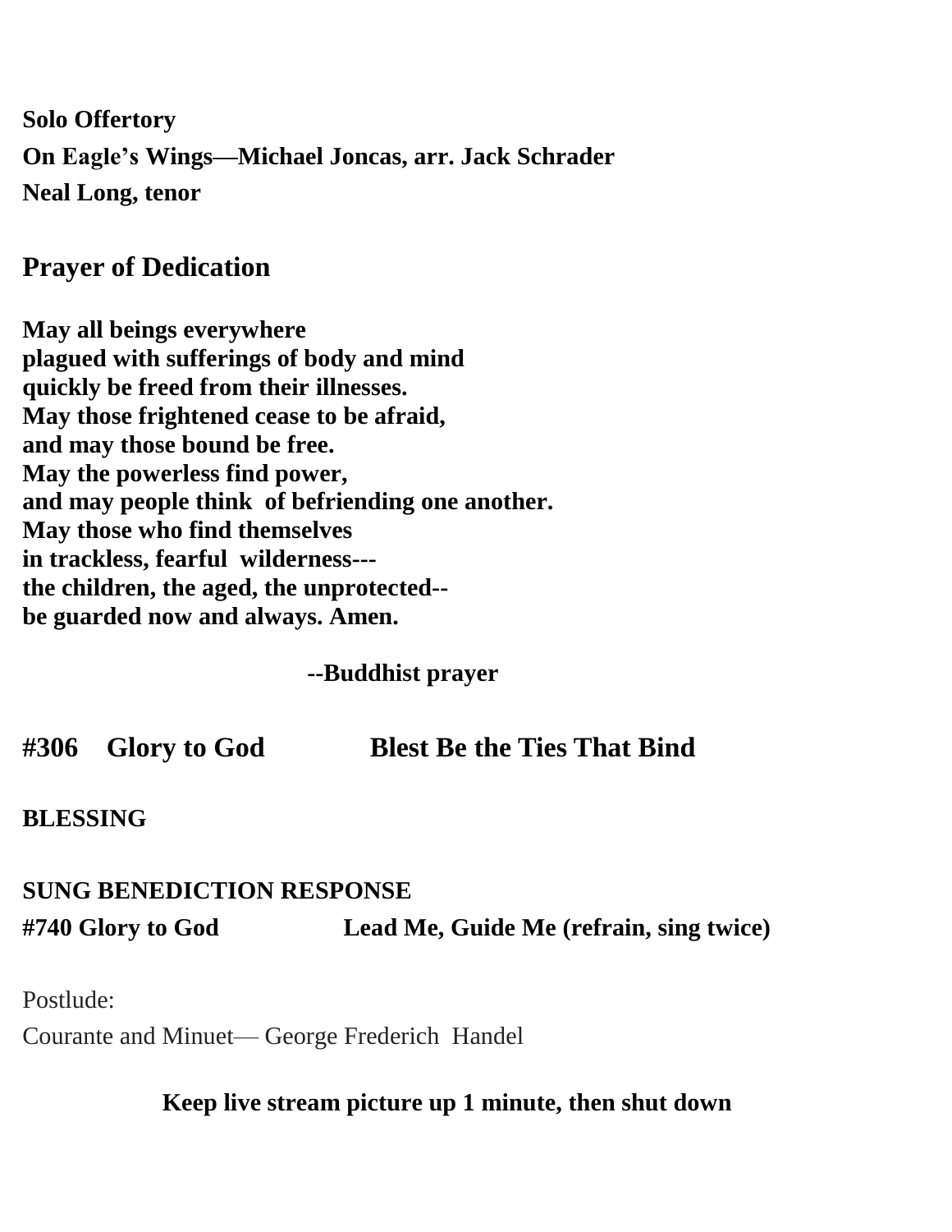**Solo Offertory**

**On Eagle's Wings—Michael Joncas, arr. Jack Schrader**

**Neal Long, tenor**

## Prayer of Dedication

**May all beings everywhere**
**plagued with sufferings of body and mind**
**quickly be freed from their illnesses.**
**May those frightened cease to be afraid,**
**and may those bound be free.**
**May the powerless find power,**
**and may people think of befriending one another.**
**May those who find themselves**
**in trackless, fearful wilderness---**
**the children, the aged, the unprotected--**
**be guarded now and always. Amen.**

**--Buddhist prayer**

## #306 Glory to God Blest Be the Ties That Bind

**BLESSING**

**SUNG BENEDICTION RESPONSE**

**#740 Glory to God Lead Me, Guide Me (refrain, sing twice)**

Postlude:

Courante and Minuet— George Frederich Handel

**Keep live stream picture up 1 minute, then shut down**